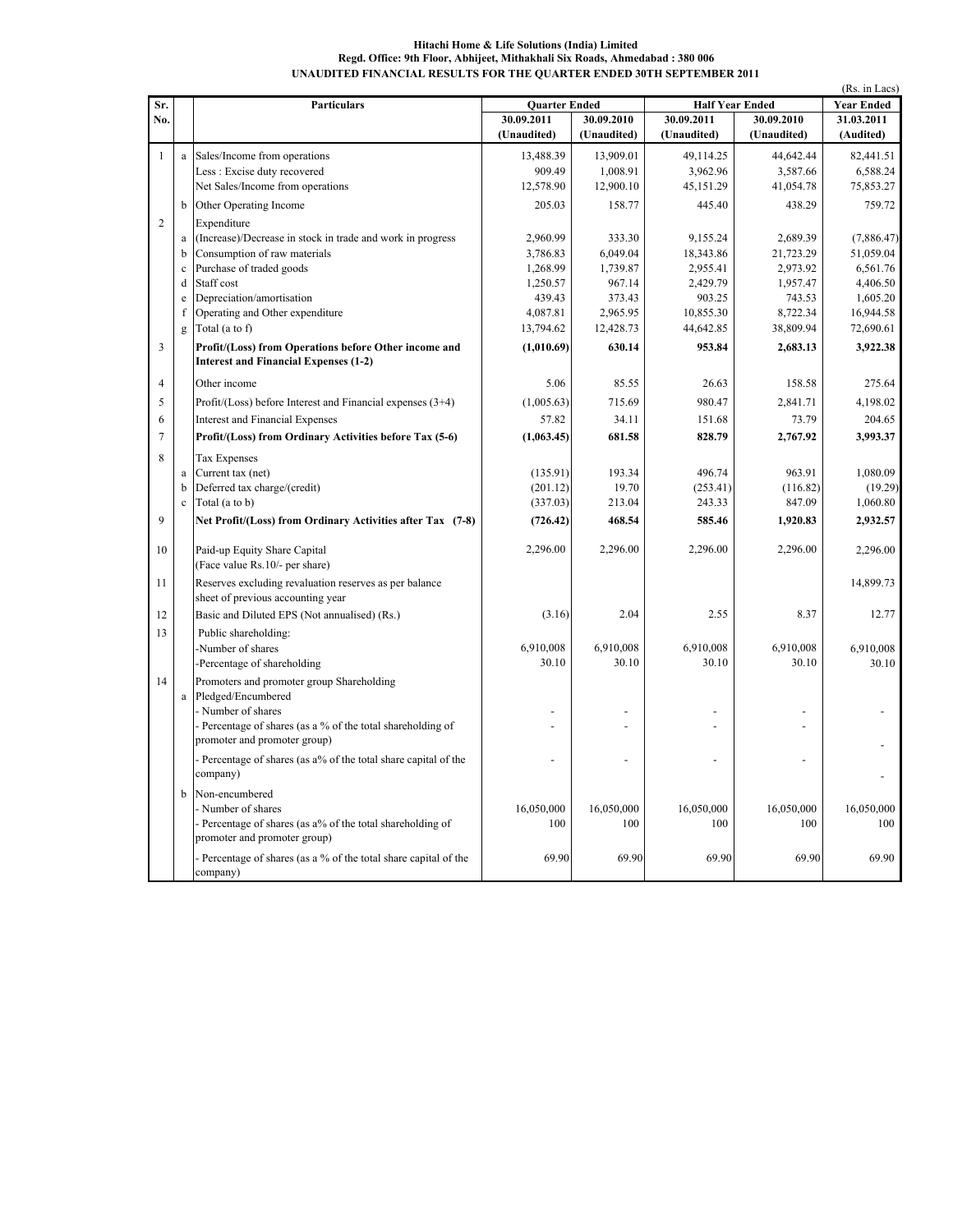**Hitachi Home & Life Solutions (India) Limited**
**Regd. Office: 9th Floor, Abhijeet, Mithakhali Six Roads, Ahmedabad : 380 006**
**UNAUDITED FINANCIAL RESULTS FOR THE QUARTER ENDED 30TH SEPTEMBER 2011**

(Rs. in Lacs)

| Sr. No. | | Particulars | Quarter Ended | | Half Year Ended | | Year Ended |
|---|---|---|---|---|---|---|---|
| | | | 30.09.2011 (Unaudited) | 30.09.2010 (Unaudited) | 30.09.2011 (Unaudited) | 30.09.2010 (Unaudited) | 31.03.2011 (Audited) |
| 1 | a | Sales/Income from operations | 13,488.39 | 13,909.01 | 49,114.25 | 44,642.44 | 82,441.51 |
| | | Less : Excise duty recovered | 909.49 | 1,008.91 | 3,962.96 | 3,587.66 | 6,588.24 |
| | | Net Sales/Income from operations | 12,578.90 | 12,900.10 | 45,151.29 | 41,054.78 | 75,853.27 |
| | b | Other Operating Income | 205.03 | 158.77 | 445.40 | 438.29 | 759.72 |
| 2 | | Expenditure | | | | | |
| | a | (Increase)/Decrease in stock in trade and work in progress | 2,960.99 | 333.30 | 9,155.24 | 2,689.39 | (7,886.47) |
| | b | Consumption of raw materials | 3,786.83 | 6,049.04 | 18,343.86 | 21,723.29 | 51,059.04 |
| | c | Purchase of traded goods | 1,268.99 | 1,739.87 | 2,955.41 | 2,973.92 | 6,561.76 |
| | d | Staff cost | 1,250.57 | 967.14 | 2,429.79 | 1,957.47 | 4,406.50 |
| | e | Depreciation/amortisation | 439.43 | 373.43 | 903.25 | 743.53 | 1,605.20 |
| | f | Operating and Other expenditure | 4,087.81 | 2,965.95 | 10,855.30 | 8,722.34 | 16,944.58 |
| | g | Total (a to f) | 13,794.62 | 12,428.73 | 44,642.85 | 38,809.94 | 72,690.61 |
| 3 | | **Profit/(Loss) from Operations before Other income and Interest and Financial Expenses (1-2)** | **(1,010.69)** | **630.14** | **953.84** | **2,683.13** | **3,922.38** |
| 4 | | Other income | 5.06 | 85.55 | 26.63 | 158.58 | 275.64 |
| 5 | | Profit/(Loss) before Interest and Financial expenses (3+4) | (1,005.63) | 715.69 | 980.47 | 2,841.71 | 4,198.02 |
| 6 | | Interest and Financial Expenses | 57.82 | 34.11 | 151.68 | 73.79 | 204.65 |
| 7 | | **Profit/(Loss) from Ordinary Activities before Tax (5-6)** | **(1,063.45)** | **681.58** | **828.79** | **2,767.92** | **3,993.37** |
| 8 | | Tax Expenses | | | | | |
| | a | Current tax (net) | (135.91) | 193.34 | 496.74 | 963.91 | 1,080.09 |
| | b | Deferred tax charge/(credit) | (201.12) | 19.70 | (253.41) | (116.82) | (19.29) |
| | c | Total (a to b) | (337.03) | 213.04 | 243.33 | 847.09 | 1,060.80 |
| 9 | | **Net Profit/(Loss) from Ordinary Activities after Tax (7-8)** | **(726.42)** | **468.54** | **585.46** | **1,920.83** | **2,932.57** |
| 10 | | Paid-up Equity Share Capital (Face value Rs.10/- per share) | 2,296.00 | 2,296.00 | 2,296.00 | 2,296.00 | 2,296.00 |
| 11 | | Reserves excluding revaluation reserves as per balance sheet of previous accounting year | | | | | 14,899.73 |
| 12 | | Basic and Diluted EPS (Not annualised) (Rs.) | (3.16) | 2.04 | 2.55 | 8.37 | 12.77 |
| 13 | | Public shareholding: | | | | | |
| | | -Number of shares | 6,910,008 | 6,910,008 | 6,910,008 | 6,910,008 | 6,910,008 |
| | | -Percentage of shareholding | 30.10 | 30.10 | 30.10 | 30.10 | 30.10 |
| 14 | | Promoters and promoter group Shareholding | | | | | |
| | a | Pledged/Encumbered | | | | | |
| | | - Number of shares | - | - | - | - | - |
| | | - Percentage of shares (as a % of the total shareholding of promoter and promoter group) | - | - | - | - | - |
| | | - Percentage of shares (as a% of the total share capital of the company) | - | - | - | - | - |
| | b | Non-encumbered | | | | | |
| | | - Number of shares | 16,050,000 | 16,050,000 | 16,050,000 | 16,050,000 | 16,050,000 |
| | | - Percentage of shares (as a% of the total shareholding of promoter and promoter group) | 100 | 100 | 100 | 100 | 100 |
| | | - Percentage of shares (as a % of the total share capital of the company) | 69.90 | 69.90 | 69.90 | 69.90 | 69.90 |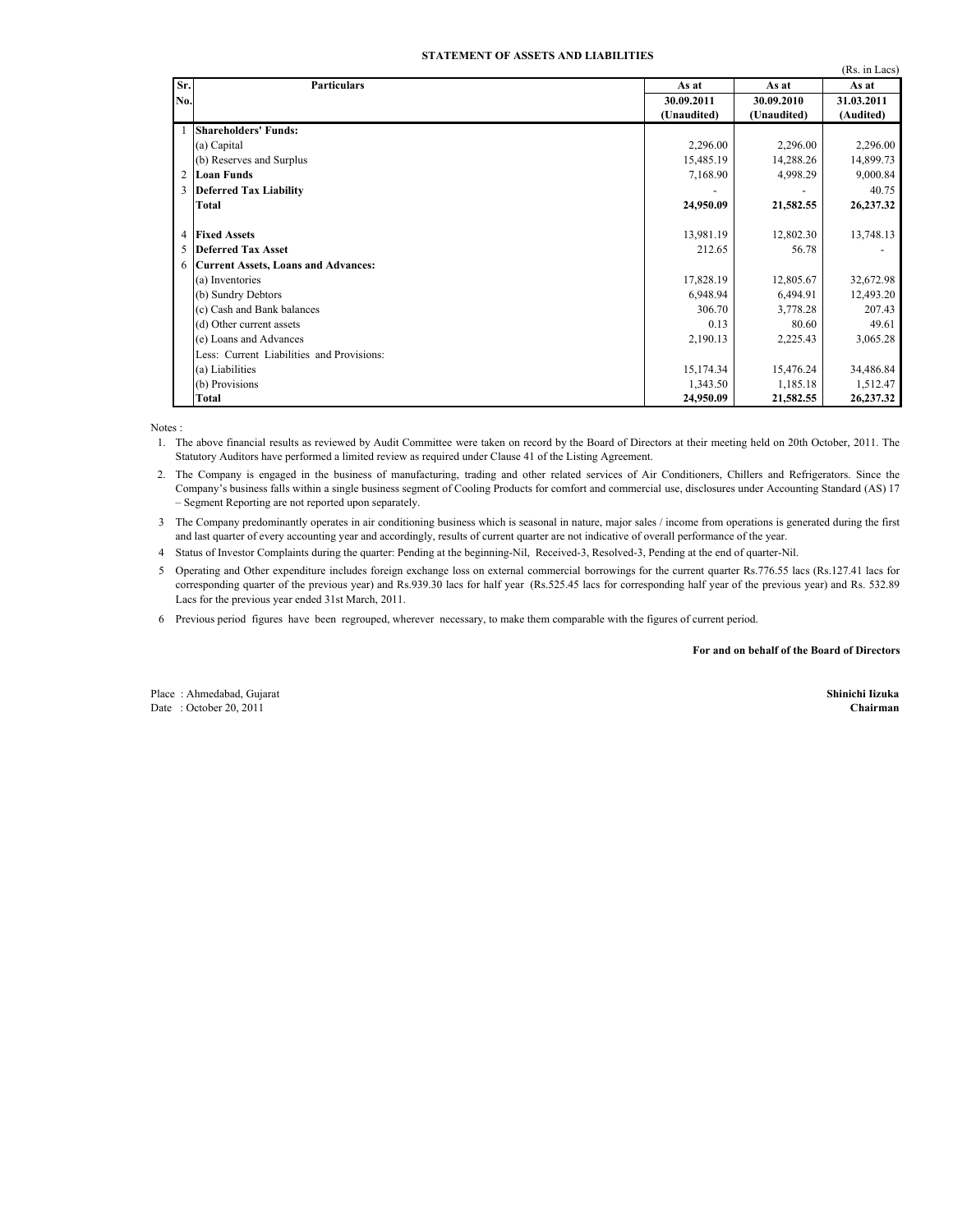## STATEMENT OF ASSETS AND LIABILITIES

(Rs. in Lacs)

| Sr. No. | Particulars | As at 30.09.2011 (Unaudited) | As at 30.09.2010 (Unaudited) | As at 31.03.2011 (Audited) |
|---|---|---|---|---|
| 1 | **Shareholders' Funds:** | | | |
| | (a) Capital | 2,296.00 | 2,296.00 | 2,296.00 |
| | (b) Reserves and Surplus | 15,485.19 | 14,288.26 | 14,899.73 |
| 2 | **Loan Funds** | 7,168.90 | 4,998.29 | 9,000.84 |
| 3 | **Deferred Tax Liability** | - | - | 40.75 |
| | **Total** | **24,950.09** | **21,582.55** | **26,237.32** |
| | | | | |
| 4 | **Fixed Assets** | 13,981.19 | 12,802.30 | 13,748.13 |
| 5 | **Deferred Tax Asset** | 212.65 | 56.78 | - |
| 6 | **Current Assets, Loans and Advances:** | | | |
| | (a) Inventories | 17,828.19 | 12,805.67 | 32,672.98 |
| | (b) Sundry Debtors | 6,948.94 | 6,494.91 | 12,493.20 |
| | (c) Cash and Bank balances | 306.70 | 3,778.28 | 207.43 |
| | (d) Other current assets | 0.13 | 80.60 | 49.61 |
| | (e) Loans and Advances | 2,190.13 | 2,225.43 | 3,065.28 |
| | Less: Current Liabilities and Provisions: | | | |
| | (a) Liabilities | 15,174.34 | 15,476.24 | 34,486.84 |
| | (b) Provisions | 1,343.50 | 1,185.18 | 1,512.47 |
| | **Total** | **24,950.09** | **21,582.55** | **26,237.32** |

Notes :

1. The above financial results as reviewed by Audit Committee were taken on record by the Board of Directors at their meeting held on 20th October, 2011. The Statutory Auditors have performed a limited review as required under Clause 41 of the Listing Agreement.
2. The Company is engaged in the business of manufacturing, trading and other related services of Air Conditioners, Chillers and Refrigerators. Since the Company's business falls within a single business segment of Cooling Products for comfort and commercial use, disclosures under Accounting Standard (AS) 17 – Segment Reporting are not reported upon separately.
3. The Company predominantly operates in air conditioning business which is seasonal in nature, major sales / income from operations is generated during the first and last quarter of every accounting year and accordingly, results of current quarter are not indicative of overall performance of the year.
4. Status of Investor Complaints during the quarter: Pending at the beginning-Nil, Received-3, Resolved-3, Pending at the end of quarter-Nil.
5. Operating and Other expenditure includes foreign exchange loss on external commercial borrowings for the current quarter Rs.776.55 lacs (Rs.127.41 lacs for corresponding quarter of the previous year) and Rs.939.30 lacs for half year (Rs.525.45 lacs for corresponding half year of the previous year) and Rs. 532.89 Lacs for the previous year ended 31st March, 2011.
6. Previous period figures have been regrouped, wherever necessary, to make them comparable with the figures of current period.

**For and on behalf of the Board of Directors**

Place : Ahmedabad, Gujarat
Date : October 20, 2011

**Shinichi Iizuka**
**Chairman**